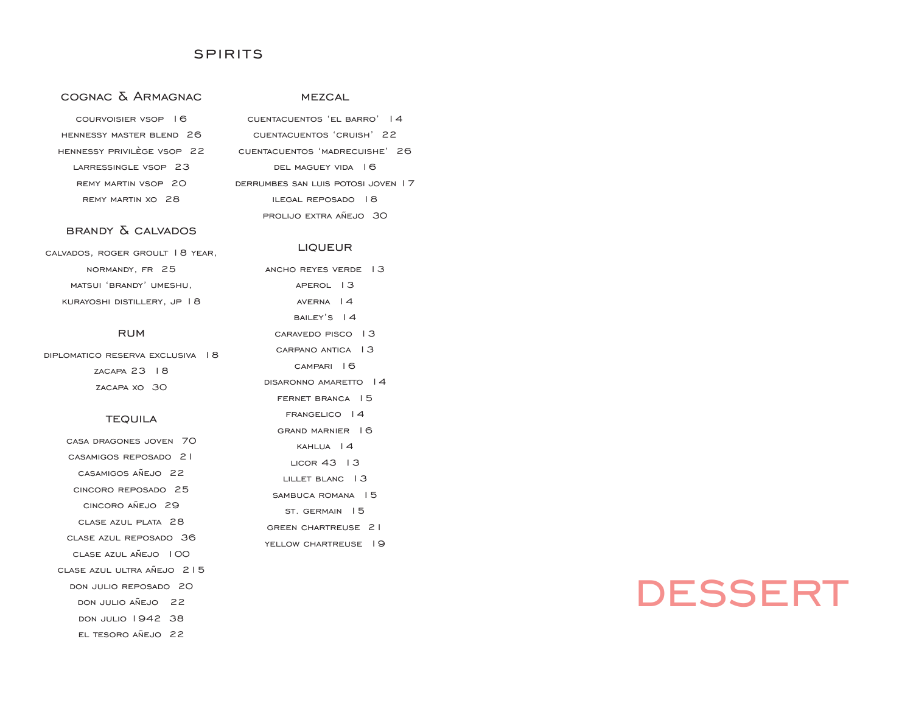# SPIRITS

## COGNAC & ARMAGNAC

COURVOISIER VSOP 16

HENNESSY MASTER BLEND 26

HENNESSY PRIVILÈGE VSOP 22

LARRESSINGLE VSOP 23

REMY MARTIN VSOP 20

REMY MARTIN XO 28

## BRANDY & CALVADOS

CALVADOS, ROGER GROULT 18 YEAR, NORMANDY, FR 25

MATSUI 'BRANDY' UMESHU, KURAYOSHI DISTILLERY, JP 18

## RUM

DIPLOMATICO RESERVA EXCLUSIVA 18

ZACAPA 23 18

ZACAPA XO 30

## TEQUILA

CASA DRAGONES JOVEN 70

CASAMIGOS REPOSADO 21

CASAMIGOS AÑEJO 22

CINCORO REPOSADO 25

CINCORO AÑEJO 29

CLASE AZUL PLATA 28

CLASE AZUL REPOSADO 36

CLASE AZUL AÑEJO 100

CLASE AZUL ULTRA AÑEJO 215

DON JULIO REPOSADO 20

DON JULIO AÑEJO 22

DON JULIO 1942 38

EL TESORO AÑEJO 22

## MEZCAL

CUENTACUENTOS 'EL BARRO' 14

CUENTACUENTOS 'CRUISH' 22

CUENTACUENTOS 'MADRECUISHE' 26

DEL MAGUEY VIDA 16

DERRUMBES SAN LUIS POTOSI JOVEN 17

ILEGAL REPOSADO 18

PROLIJO EXTRA AÑEJO 30

## LIQUEUR

ANCHO REYES VERDE 13

APEROL 13

AVERNA 14

BAILEY'S 14

CARAVEDO PISCO 13

CARPANO ANTICA 13

CAMPARI 16

DISARONNO AMARETTO 14

FERNET BRANCA 15

FRANGELICO 14

GRAND MARNIER 16

KAHLUA 14

LICOR 43 13

LILLET BLANC 13

SAMBUCA ROMANA 15

ST. GERMAIN 15

GREEN CHARTREUSE 21

YELLOW CHARTREUSE 19

# DESSERT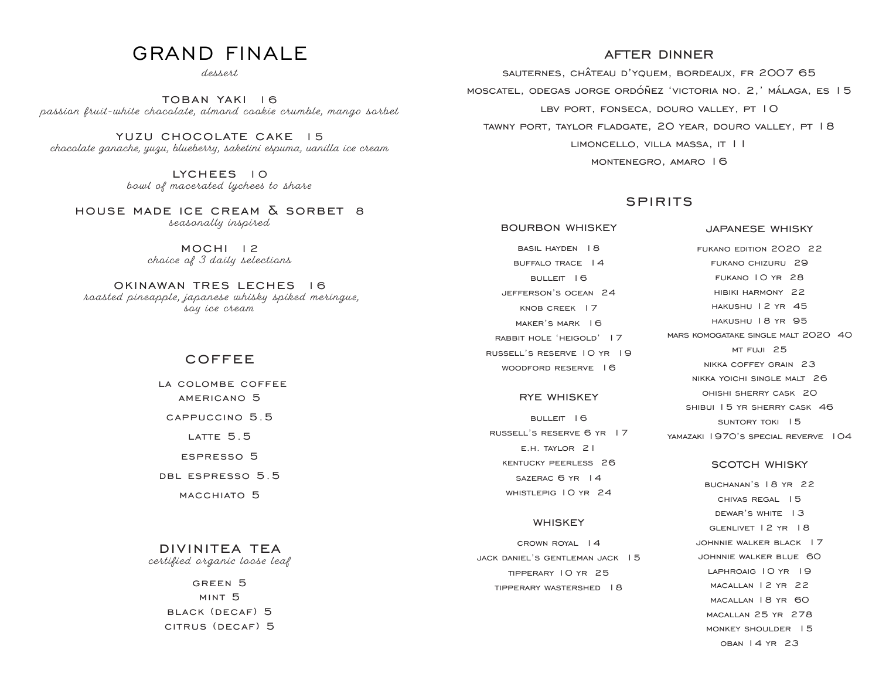# GRAND FINALE

*dessert*

TOBAN YAKI 16
*passion fruit-white chocolate, almond cookie crumble, mango sorbet*

YUZU CHOCOLATE CAKE 15
*chocolate ganache, yuzu, blueberry, saketini espuma, vanilla ice cream*

LYCHEES 10
*bowl of macerated lychees to share*

HOUSE MADE ICE CREAM & SORBET 8
*seasonally inspired*

MOCHI 12
*choice of 3 daily selections*

OKINAWAN TRES LECHES 16
*roasted pineapple, japanese whisky spiked meringue, soy ice cream*

## COFFEE

la colombe coffee

americano 5

cappuccino 5.5

latte 5.5

espresso 5

dbl espresso 5.5

macchiato 5

## DIVINITEA TEA

*certified organic loose leaf*

green 5

mint 5

black (decaf) 5

citrus (decaf) 5

## AFTER DINNER

sauternes, château d'yquem, bordeaux, fr 2007 65

moscatel, odegas jorge ordóñez 'victoria no. 2,' málaga, es 15

lbv port, fonseca, douro valley, pt 10

tawny port, taylor fladgate, 20 year, douro valley, pt 18

limoncello, villa massa, it 11

montenegro, amaro 16

## SPIRITS

### BOURBON WHISKEY

basil hayden 18

buffalo trace 14

bulleit 16

jefferson's ocean 24

knob creek 17

maker's mark 16

rabbit hole 'heigold' 17

russell's reserve 10 yr 19

woodford reserve 16

### RYE WHISKEY

bulleit 16

russell's reserve 6 yr 17

e.h. taylor 21

kentucky peerless 26

sazerac 6 yr 14

whistlepig 10 yr 24

### WHISKEY

crown royal 14

jack daniel's gentleman jack 15

tipperary 10 yr 25

tipperary wastershed 18

### JAPANESE WHISKY

fukano edition 2020 22

fukano chizuru 29

fukano 10 yr 28

hibiki harmony 22

hakushu 12 yr 45

hakushu 18 yr 95

mars komogatake single malt 2020 40

mt fuji 25

nikka coffey grain 23

nikka yoichi single malt 26

ohishi sherry cask 20

shibui 15 yr sherry cask 46

suntory toki 15

yamazaki 1970's special reverve 104

### SCOTCH WHISKY

buchanan's 18 yr 22

chivas regal 15

dewar's white 13

glenlivet 12 yr 18

johnnie walker black 17

johnnie walker blue 60

laphroaig 10 yr 19

macallan 12 yr 22

macallan 18 yr 60

macallan 25 yr 278

monkey shoulder 15

oban 14 yr 23